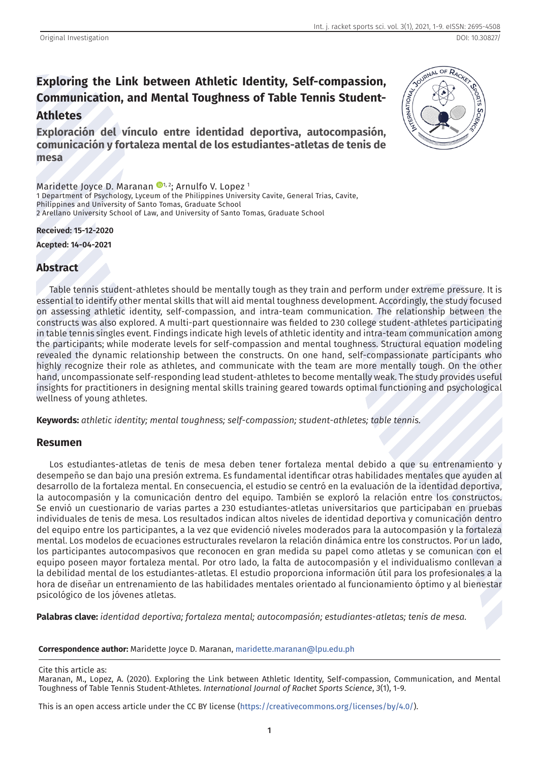Original Investigation

# Exploring the Link between Athletic Identity, Self-compassion, Communication, and Mental Toughness of Table Tennis Student-Athletes

## Exploración del vínculo entre identidad deportiva, autocompasión, comunicación y fortaleza mental de los estudiantes-atletas de tenis de mesa

Maridette Joyce D. Maranan [1,2]; Arnulfo V. Lopez [1]

1 Department of Psychology, Lyceum of the Philippines University Cavite, General Trias, Cavite, Philippines and University of Santo Tomas, Graduate School
2 Arellano University School of Law, and University of Santo Tomas, Graduate School

**Received: 15-12-2020**

**Acepted: 14-04-2021**

## Abstract

Table tennis student-athletes should be mentally tough as they train and perform under extreme pressure. It is essential to identify other mental skills that will aid mental toughness development. Accordingly, the study focused on assessing athletic identity, self-compassion, and intra-team communication. The relationship between the constructs was also explored. A multi-part questionnaire was fielded to 230 college student-athletes participating in table tennis singles event. Findings indicate high levels of athletic identity and intra-team communication among the participants; while moderate levels for self-compassion and mental toughness. Structural equation modeling revealed the dynamic relationship between the constructs. On one hand, self-compassionate participants who highly recognize their role as athletes, and communicate with the team are more mentally tough. On the other hand, uncompassionate self-responding lead student-athletes to become mentally weak. The study provides useful insights for practitioners in designing mental skills training geared towards optimal functioning and psychological wellness of young athletes.

**Keywords:** *athletic identity; mental toughness; self-compassion; student-athletes; table tennis.*

## Resumen

Los estudiantes-atletas de tenis de mesa deben tener fortaleza mental debido a que su entrenamiento y desempeño se dan bajo una presión extrema. Es fundamental identificar otras habilidades mentales que ayuden al desarrollo de la fortaleza mental. En consecuencia, el estudio se centró en la evaluación de la identidad deportiva, la autocompasión y la comunicación dentro del equipo. También se exploró la relación entre los constructos. Se envió un cuestionario de varias partes a 230 estudiantes-atletas universitarios que participaban en pruebas individuales de tenis de mesa. Los resultados indican altos niveles de identidad deportiva y comunicación dentro del equipo entre los participantes, a la vez que evidenció niveles moderados para la autocompasión y la fortaleza mental. Los modelos de ecuaciones estructurales revelaron la relación dinámica entre los constructos. Por un lado, los participantes autocompasivos que reconocen en gran medida su papel como atletas y se comunican con el equipo poseen mayor fortaleza mental. Por otro lado, la falta de autocompasión y el individualismo conllevan a la debilidad mental de los estudiantes-atletas. El estudio proporciona información útil para los profesionales a la hora de diseñar un entrenamiento de las habilidades mentales orientado al funcionamiento óptimo y al bienestar psicológico de los jóvenes atletas.

**Palabras clave:** *identidad deportiva; fortaleza mental; autocompasión; estudiantes-atletas; tenis de mesa.*

**Correspondence author:** Maridette Joyce D. Maranan, maridette.maranan@lpu.edu.ph

Cite this article as:
Maranan, M., Lopez, A. (2020). Exploring the Link between Athletic Identity, Self-compassion, Communication, and Mental Toughness of Table Tennis Student-Athletes. *International Journal of Racket Sports Science*, *3*(1), 1-9.

This is an open access article under the CC BY license (https://creativecommons.org/licenses/by/4.0/).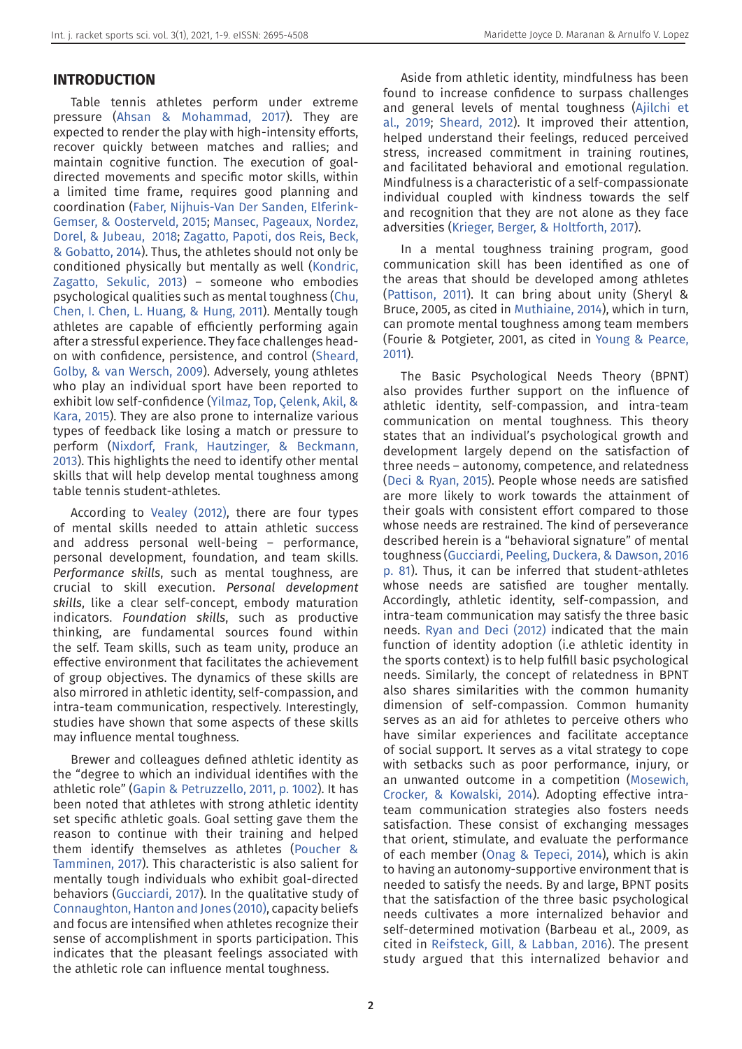## INTRODUCTION

Table tennis athletes perform under extreme pressure (Ahsan & Mohammad, 2017). They are expected to render the play with high-intensity efforts, recover quickly between matches and rallies; and maintain cognitive function. The execution of goal-directed movements and specific motor skills, within a limited time frame, requires good planning and coordination (Faber, Nijhuis-Van Der Sanden, Elferink-Gemser, & Oosterveld, 2015; Mansec, Pageaux, Nordez, Dorel, & Jubeau, 2018; Zagatto, Papoti, dos Reis, Beck, & Gobatto, 2014). Thus, the athletes should not only be conditioned physically but mentally as well (Kondric, Zagatto, Sekulic, 2013) – someone who embodies psychological qualities such as mental toughness (Chu, Chen, I. Chen, L. Huang, & Hung, 2011). Mentally tough athletes are capable of efficiently performing again after a stressful experience. They face challenges head-on with confidence, persistence, and control (Sheard, Golby, & van Wersch, 2009). Adversely, young athletes who play an individual sport have been reported to exhibit low self-confidence (Yilmaz, Top, Çelenk, Akil, & Kara, 2015). They are also prone to internalize various types of feedback like losing a match or pressure to perform (Nixdorf, Frank, Hautzinger, & Beckmann, 2013). This highlights the need to identify other mental skills that will help develop mental toughness among table tennis student-athletes.

According to Vealey (2012), there are four types of mental skills needed to attain athletic success and address personal well-being – performance, personal development, foundation, and team skills. *Performance skills*, such as mental toughness, are crucial to skill execution. *Personal development skills*, like a clear self-concept, embody maturation indicators. *Foundation skills*, such as productive thinking, are fundamental sources found within the self. Team skills, such as team unity, produce an effective environment that facilitates the achievement of group objectives. The dynamics of these skills are also mirrored in athletic identity, self-compassion, and intra-team communication, respectively. Interestingly, studies have shown that some aspects of these skills may influence mental toughness.

Brewer and colleagues defined athletic identity as the "degree to which an individual identifies with the athletic role" (Gapin & Petruzzello, 2011, p. 1002). It has been noted that athletes with strong athletic identity set specific athletic goals. Goal setting gave them the reason to continue with their training and helped them identify themselves as athletes (Poucher & Tamminen, 2017). This characteristic is also salient for mentally tough individuals who exhibit goal-directed behaviors (Gucciardi, 2017). In the qualitative study of Connaughton, Hanton and Jones (2010), capacity beliefs and focus are intensified when athletes recognize their sense of accomplishment in sports participation. This indicates that the pleasant feelings associated with the athletic role can influence mental toughness.

Aside from athletic identity, mindfulness has been found to increase confidence to surpass challenges and general levels of mental toughness (Ajilchi et al., 2019; Sheard, 2012). It improved their attention, helped understand their feelings, reduced perceived stress, increased commitment in training routines, and facilitated behavioral and emotional regulation. Mindfulness is a characteristic of a self-compassionate individual coupled with kindness towards the self and recognition that they are not alone as they face adversities (Krieger, Berger, & Holtforth, 2017).

In a mental toughness training program, good communication skill has been identified as one of the areas that should be developed among athletes (Pattison, 2011). It can bring about unity (Sheryl & Bruce, 2005, as cited in Muthiaine, 2014), which in turn, can promote mental toughness among team members (Fourie & Potgieter, 2001, as cited in Young & Pearce, 2011).

The Basic Psychological Needs Theory (BPNT) also provides further support on the influence of athletic identity, self-compassion, and intra-team communication on mental toughness. This theory states that an individual's psychological growth and development largely depend on the satisfaction of three needs – autonomy, competence, and relatedness (Deci & Ryan, 2015). People whose needs are satisfied are more likely to work towards the attainment of their goals with consistent effort compared to those whose needs are restrained. The kind of perseverance described herein is a "behavioral signature" of mental toughness (Gucciardi, Peeling, Duckera, & Dawson, 2016 p. 81). Thus, it can be inferred that student-athletes whose needs are satisfied are tougher mentally. Accordingly, athletic identity, self-compassion, and intra-team communication may satisfy the three basic needs. Ryan and Deci (2012) indicated that the main function of identity adoption (i.e athletic identity in the sports context) is to help fulfill basic psychological needs. Similarly, the concept of relatedness in BPNT also shares similarities with the common humanity dimension of self-compassion. Common humanity serves as an aid for athletes to perceive others who have similar experiences and facilitate acceptance of social support. It serves as a vital strategy to cope with setbacks such as poor performance, injury, or an unwanted outcome in a competition (Mosewich, Crocker, & Kowalski, 2014). Adopting effective intra-team communication strategies also fosters needs satisfaction. These consist of exchanging messages that orient, stimulate, and evaluate the performance of each member (Onag & Tepeci, 2014), which is akin to having an autonomy-supportive environment that is needed to satisfy the needs. By and large, BPNT posits that the satisfaction of the three basic psychological needs cultivates a more internalized behavior and self-determined motivation (Barbeau et al., 2009, as cited in Reifsteck, Gill, & Labban, 2016). The present study argued that this internalized behavior and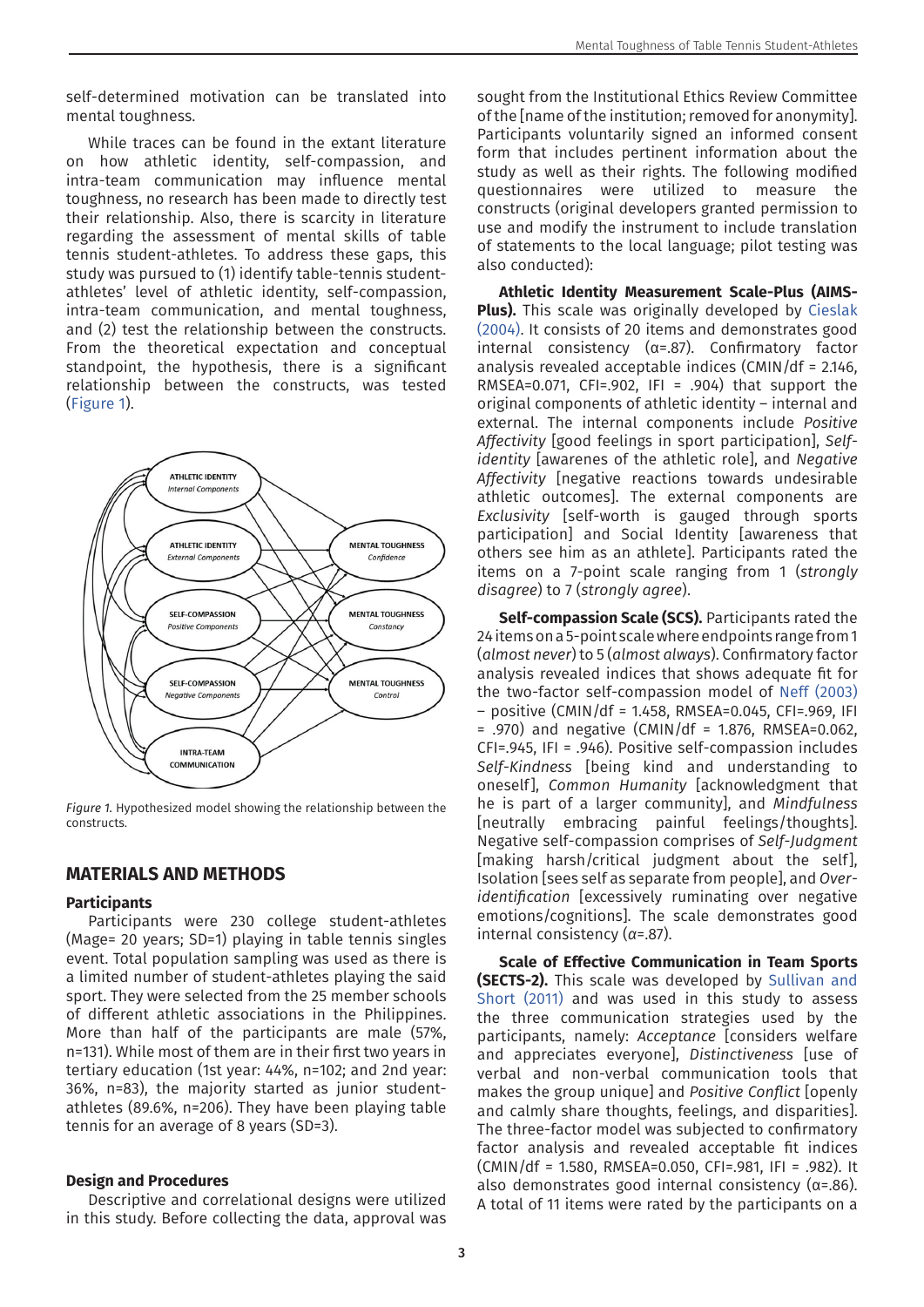self-determined motivation can be translated into mental toughness.

While traces can be found in the extant literature on how athletic identity, self-compassion, and intra-team communication may influence mental toughness, no research has been made to directly test their relationship. Also, there is scarcity in literature regarding the assessment of mental skills of table tennis student-athletes. To address these gaps, this study was pursued to (1) identify table-tennis student-athletes' level of athletic identity, self-compassion, intra-team communication, and mental toughness, and (2) test the relationship between the constructs. From the theoretical expectation and conceptual standpoint, the hypothesis, there is a significant relationship between the constructs, was tested (Figure 1).

*Figure 1.* Hypothesized model showing the relationship between the constructs.

## MATERIALS AND METHODS

### Participants

Participants were 230 college student-athletes (Mage= 20 years; SD=1) playing in table tennis singles event. Total population sampling was used as there is a limited number of student-athletes playing the said sport. They were selected from the 25 member schools of different athletic associations in the Philippines. More than half of the participants are male (57%, n=131). While most of them are in their first two years in tertiary education (1st year: 44%, n=102; and 2nd year: 36%, n=83), the majority started as junior student-athletes (89.6%, n=206). They have been playing table tennis for an average of 8 years (SD=3).

### Design and Procedures

Descriptive and correlational designs were utilized in this study. Before collecting the data, approval was sought from the Institutional Ethics Review Committee of the [name of the institution; removed for anonymity]. Participants voluntarily signed an informed consent form that includes pertinent information about the study as well as their rights. The following modified questionnaires were utilized to measure the constructs (original developers granted permission to use and modify the instrument to include translation of statements to the local language; pilot testing was also conducted):

**Athletic Identity Measurement Scale-Plus (AIMS-Plus).** This scale was originally developed by Cieslak (2004). It consists of 20 items and demonstrates good internal consistency (α=.87). Confirmatory factor analysis revealed acceptable indices (CMIN/df = 2.146, RMSEA=0.071, CFI=.902, IFI = .904) that support the original components of athletic identity – internal and external. The internal components include *Positive Affectivity* [good feelings in sport participation], *Self-identity* [awarenes of the athletic role], and *Negative Affectivity* [negative reactions towards undesirable athletic outcomes]. The external components are *Exclusivity* [self-worth is gauged through sports participation] and Social Identity [awareness that others see him as an athlete]. Participants rated the items on a 7-point scale ranging from 1 (*strongly disagree*) to 7 (*strongly agree*).

**Self-compassion Scale (SCS).** Participants rated the 24 items on a 5-point scale where endpoints range from 1 (*almost never*) to 5 (*almost always*). Confirmatory factor analysis revealed indices that shows adequate fit for the two-factor self-compassion model of Neff (2003) – positive (CMIN/df = 1.458, RMSEA=0.045, CFI=.969, IFI = .970) and negative (CMIN/df = 1.876, RMSEA=0.062, CFI=.945, IFI = .946). Positive self-compassion includes *Self-Kindness* [being kind and understanding to oneself], *Common Humanity* [acknowledgement that he is part of a larger community], and *Mindfulness* [neutrally embracing painful feelings/thoughts]. Negative self-compassion comprises of *Self-Judgment* [making harsh/critical judgment about the self], Isolation [sees self as separate from people], and *Over-identification* [excessively ruminating over negative emotions/cognitions]. The scale demonstrates good internal consistency (*α*=.87).

**Scale of Effective Communication in Team Sports (SECTS-2).** This scale was developed by Sullivan and Short (2011) and was used in this study to assess the three communication strategies used by the participants, namely: *Acceptance* [considers welfare and appreciates everyone], *Distinctiveness* [use of verbal and non-verbal communication tools that makes the group unique] and *Positive Conflict* [openly and calmly share thoughts, feelings, and disparities]. The three-factor model was subjected to confirmatory factor analysis and revealed acceptable fit indices (CMIN/df = 1.580, RMSEA=0.050, CFI=.981, IFI = .982). It also demonstrates good internal consistency (α=.86). A total of 11 items were rated by the participants on a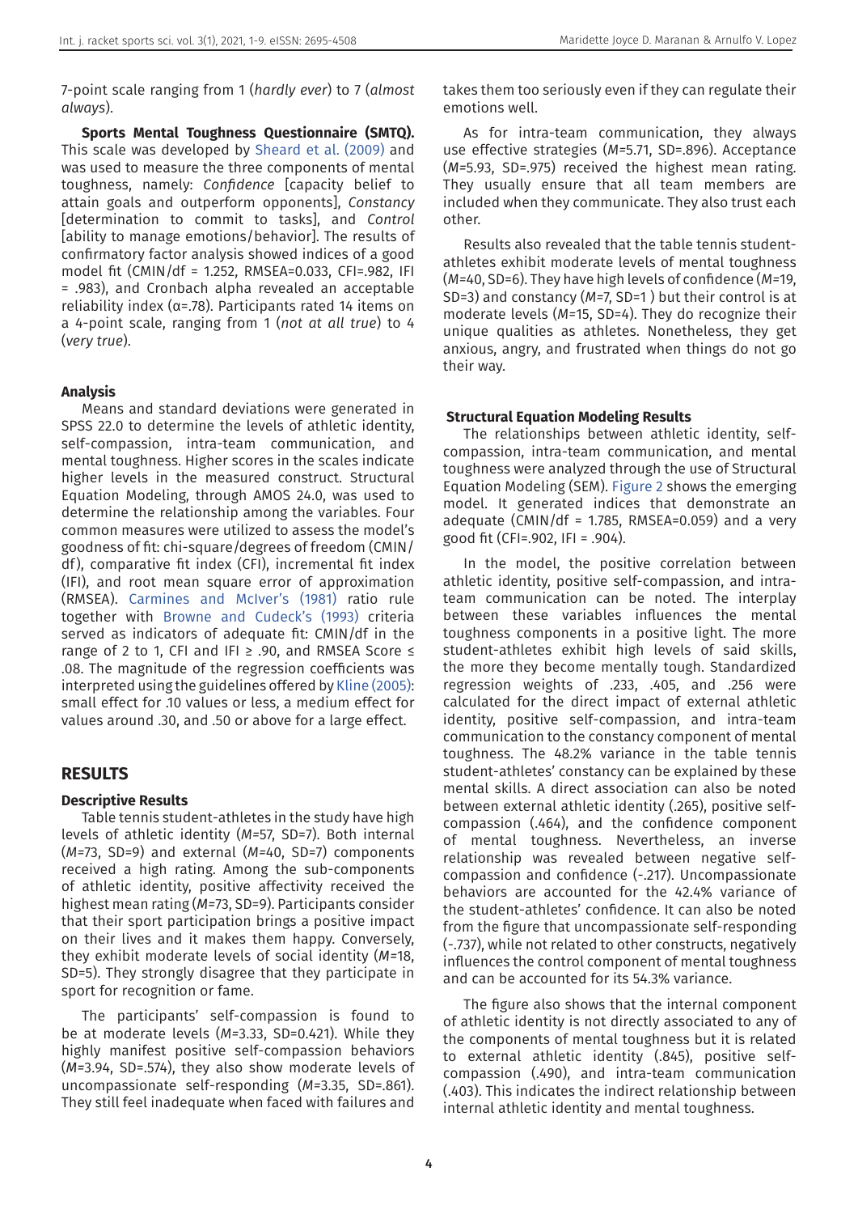7-point scale ranging from 1 (*hardly ever*) to 7 (*almost always*).

**Sports Mental Toughness Questionnaire (SMTQ).** This scale was developed by Sheard et al. (2009) and was used to measure the three components of mental toughness, namely: *Confidence* [capacity belief to attain goals and outperform opponents], *Constancy* [determination to commit to tasks], and *Control* [ability to manage emotions/behavior]. The results of confirmatory factor analysis showed indices of a good model fit (CMIN/df = 1.252, RMSEA=0.033, CFI=.982, IFI = .983), and Cronbach alpha revealed an acceptable reliability index ($\alpha$=.78). Participants rated 14 items on a 4-point scale, ranging from 1 (*not at all true*) to 4 (*very true*).

### Analysis

Means and standard deviations were generated in SPSS 22.0 to determine the levels of athletic identity, self-compassion, intra-team communication, and mental toughness. Higher scores in the scales indicate higher levels in the measured construct. Structural Equation Modeling, through AMOS 24.0, was used to determine the relationship among the variables. Four common measures were utilized to assess the model's goodness of fit: chi-square/degrees of freedom (CMIN/df), comparative fit index (CFI), incremental fit index (IFI), and root mean square error of approximation (RMSEA). Carmines and McIver's (1981) ratio rule together with Browne and Cudeck's (1993) criteria served as indicators of adequate fit: CMIN/df in the range of 2 to 1, CFI and IFI ≥ .90, and RMSEA Score ≤ .08. The magnitude of the regression coefficients was interpreted using the guidelines offered by Kline (2005): small effect for .10 values or less, a medium effect for values around .30, and .50 or above for a large effect.

## RESULTS

### Descriptive Results

Table tennis student-athletes in the study have high levels of athletic identity (*M*=57, SD=7). Both internal (*M*=73, SD=9) and external (*M*=40, SD=7) components received a high rating. Among the sub-components of athletic identity, positive affectivity received the highest mean rating (*M*=73, SD=9). Participants consider that their sport participation brings a positive impact on their lives and it makes them happy. Conversely, they exhibit moderate levels of social identity (*M*=18, SD=5). They strongly disagree that they participate in sport for recognition or fame.

The participants' self-compassion is found to be at moderate levels (*M*=3.33, SD=0.421). While they highly manifest positive self-compassion behaviors (*M*=3.94, SD=.574), they also show moderate levels of uncompassionate self-responding (*M*=3.35, SD=.861). They still feel inadequate when faced with failures and takes them too seriously even if they can regulate their emotions well.

As for intra-team communication, they always use effective strategies (*M*=5.71, SD=.896). Acceptance (*M*=5.93, SD=.975) received the highest mean rating. They usually ensure that all team members are included when they communicate. They also trust each other.

Results also revealed that the table tennis student-athletes exhibit moderate levels of mental toughness (*M*=40, SD=6). They have high levels of confidence (*M*=19, SD=3) and constancy (*M*=7, SD=1 ) but their control is at moderate levels (*M*=15, SD=4). They do recognize their unique qualities as athletes. Nonetheless, they get anxious, angry, and frustrated when things do not go their way.

### Structural Equation Modeling Results

The relationships between athletic identity, self-compassion, intra-team communication, and mental toughness were analyzed through the use of Structural Equation Modeling (SEM). Figure 2 shows the emerging model. It generated indices that demonstrate an adequate (CMIN/df = 1.785, RMSEA=0.059) and a very good fit (CFI=.902, IFI = .904).

In the model, the positive correlation between athletic identity, positive self-compassion, and intra-team communication can be noted. The interplay between these variables influences the mental toughness components in a positive light. The more student-athletes exhibit high levels of said skills, the more they become mentally tough. Standardized regression weights of .233, .405, and .256 were calculated for the direct impact of external athletic identity, positive self-compassion, and intra-team communication to the constancy component of mental toughness. The 48.2% variance in the table tennis student-athletes' constancy can be explained by these mental skills. A direct association can also be noted between external athletic identity (.265), positive self-compassion (.464), and the confidence component of mental toughness. Nevertheless, an inverse relationship was revealed between negative self-compassion and confidence (-.217). Uncompassionate behaviors are accounted for the 42.4% variance of the student-athletes' confidence. It can also be noted from the figure that uncompassionate self-responding (-.737), while not related to other constructs, negatively influences the control component of mental toughness and can be accounted for its 54.3% variance.

The figure also shows that the internal component of athletic identity is not directly associated to any of the components of mental toughness but it is related to external athletic identity (.845), positive self-compassion (.490), and intra-team communication (.403). This indicates the indirect relationship between internal athletic identity and mental toughness.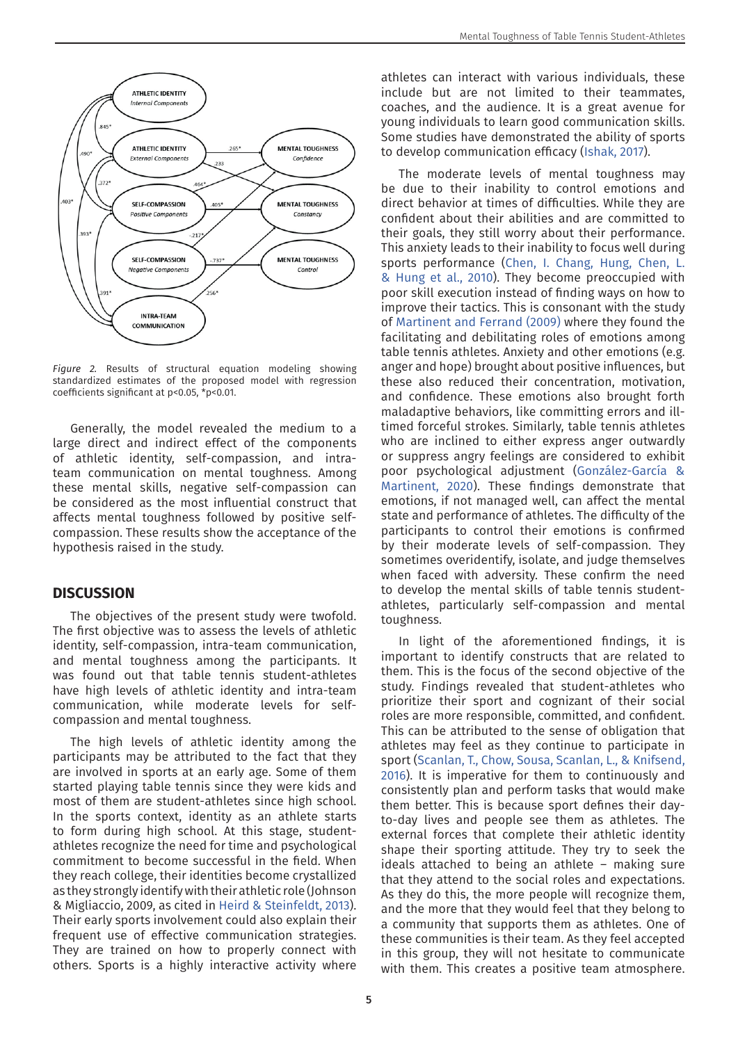*Figure 2.* Results of structural equation modeling showing standardized estimates of the proposed model with regression coefficients significant at p<0.05, *p<0.01.

Generally, the model revealed the medium to a large direct and indirect effect of the components of athletic identity, self-compassion, and intra-team communication on mental toughness. Among these mental skills, negative self-compassion can be considered as the most influential construct that affects mental toughness followed by positive self-compassion. These results show the acceptance of the hypothesis raised in the study.

## DISCUSSION

The objectives of the present study were twofold. The first objective was to assess the levels of athletic identity, self-compassion, intra-team communication, and mental toughness among the participants. It was found out that table tennis student-athletes have high levels of athletic identity and intra-team communication, while moderate levels for self-compassion and mental toughness.

The high levels of athletic identity among the participants may be attributed to the fact that they are involved in sports at an early age. Some of them started playing table tennis since they were kids and most of them are student-athletes since high school. In the sports context, identity as an athlete starts to form during high school. At this stage, student-athletes recognize the need for time and psychological commitment to become successful in the field. When they reach college, their identities become crystallized as they strongly identify with their athletic role (Johnson & Migliaccio, 2009, as cited in Heird & Steinfeldt, 2013). Their early sports involvement could also explain their frequent use of effective communication strategies. They are trained on how to properly connect with others. Sports is a highly interactive activity where athletes can interact with various individuals, these include but are not limited to their teammates, coaches, and the audience. It is a great avenue for young individuals to learn good communication skills. Some studies have demonstrated the ability of sports to develop communication efficacy (Ishak, 2017).

The moderate levels of mental toughness may be due to their inability to control emotions and direct behavior at times of difficulties. While they are confident about their abilities and are committed to their goals, they still worry about their performance. This anxiety leads to their inability to focus well during sports performance (Chen, I. Chang, Hung, Chen, L. & Hung et al., 2010). They become preoccupied with poor skill execution instead of finding ways on how to improve their tactics. This is consonant with the study of Martinent and Ferrand (2009) where they found the facilitating and debilitating roles of emotions among table tennis athletes. Anxiety and other emotions (e.g. anger and hope) brought about positive influences, but these also reduced their concentration, motivation, and confidence. These emotions also brought forth maladaptive behaviors, like committing errors and ill-timed forceful strokes. Similarly, table tennis athletes who are inclined to either express anger outwardly or suppress angry feelings are considered to exhibit poor psychological adjustment (González-García & Martinent, 2020). These findings demonstrate that emotions, if not managed well, can affect the mental state and performance of athletes. The difficulty of the participants to control their emotions is confirmed by their moderate levels of self-compassion. They sometimes overidentify, isolate, and judge themselves when faced with adversity. These confirm the need to develop the mental skills of table tennis student-athletes, particularly self-compassion and mental toughness.

In light of the aforementioned findings, it is important to identify constructs that are related to them. This is the focus of the second objective of the study. Findings revealed that student-athletes who prioritize their sport and cognizant of their social roles are more responsible, committed, and confident. This can be attributed to the sense of obligation that athletes may feel as they continue to participate in sport (Scanlan, T., Chow, Sousa, Scanlan, L., & Knifsend, 2016). It is imperative for them to continuously and consistently plan and perform tasks that would make them better. This is because sport defines their day-to-day lives and people see them as athletes. The external forces that complete their athletic identity shape their sporting attitude. They try to seek the ideals attached to being an athlete – making sure that they attend to the social roles and expectations. As they do this, the more people will recognize them, and the more that they would feel that they belong to a community that supports them as athletes. One of these communities is their team. As they feel accepted in this group, they will not hesitate to communicate with them. This creates a positive team atmosphere.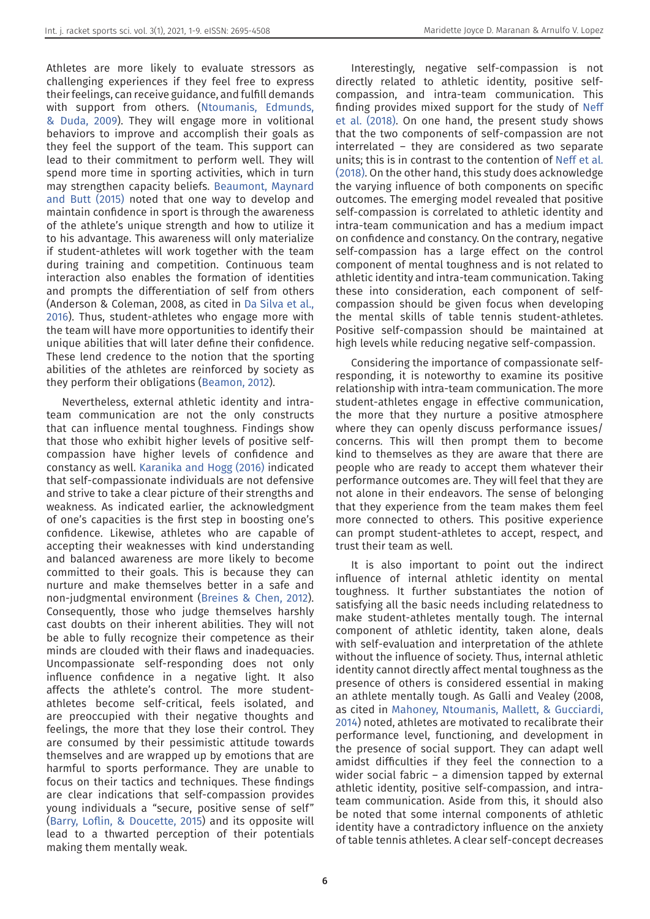Athletes are more likely to evaluate stressors as challenging experiences if they feel free to express their feelings, can receive guidance, and fulfill demands with support from others. (Ntoumanis, Edmunds, & Duda, 2009). They will engage more in volitional behaviors to improve and accomplish their goals as they feel the support of the team. This support can lead to their commitment to perform well. They will spend more time in sporting activities, which in turn may strengthen capacity beliefs. Beaumont, Maynard and Butt (2015) noted that one way to develop and maintain confidence in sport is through the awareness of the athlete's unique strength and how to utilize it to his advantage. This awareness will only materialize if student-athletes will work together with the team during training and competition. Continuous team interaction also enables the formation of identities and prompts the differentiation of self from others (Anderson & Coleman, 2008, as cited in Da Silva et al., 2016). Thus, student-athletes who engage more with the team will have more opportunities to identify their unique abilities that will later define their confidence. These lend credence to the notion that the sporting abilities of the athletes are reinforced by society as they perform their obligations (Beamon, 2012).

Nevertheless, external athletic identity and intra-team communication are not the only constructs that can influence mental toughness. Findings show that those who exhibit higher levels of positive self-compassion have higher levels of confidence and constancy as well. Karanika and Hogg (2016) indicated that self-compassionate individuals are not defensive and strive to take a clear picture of their strengths and weakness. As indicated earlier, the acknowledgment of one's capacities is the first step in boosting one's confidence. Likewise, athletes who are capable of accepting their weaknesses with kind understanding and balanced awareness are more likely to become committed to their goals. This is because they can nurture and make themselves better in a safe and non-judgmental environment (Breines & Chen, 2012). Consequently, those who judge themselves harshly cast doubts on their inherent abilities. They will not be able to fully recognize their competence as their minds are clouded with their flaws and inadequacies. Uncompassionate self-responding does not only influence confidence in a negative light. It also affects the athlete's control. The more student-athletes become self-critical, feels isolated, and are preoccupied with their negative thoughts and feelings, the more that they lose their control. They are consumed by their pessimistic attitude towards themselves and are wrapped up by emotions that are harmful to sports performance. They are unable to focus on their tactics and techniques. These findings are clear indications that self-compassion provides young individuals a "secure, positive sense of self" (Barry, Loflin, & Doucette, 2015) and its opposite will lead to a thwarted perception of their potentials making them mentally weak.

Interestingly, negative self-compassion is not directly related to athletic identity, positive self-compassion, and intra-team communication. This finding provides mixed support for the study of Neff et al. (2018). On one hand, the present study shows that the two components of self-compassion are not interrelated – they are considered as two separate units; this is in contrast to the contention of Neff et al. (2018). On the other hand, this study does acknowledge the varying influence of both components on specific outcomes. The emerging model revealed that positive self-compassion is correlated to athletic identity and intra-team communication and has a medium impact on confidence and constancy. On the contrary, negative self-compassion has a large effect on the control component of mental toughness and is not related to athletic identity and intra-team communication. Taking these into consideration, each component of self-compassion should be given focus when developing the mental skills of table tennis student-athletes. Positive self-compassion should be maintained at high levels while reducing negative self-compassion.

Considering the importance of compassionate self-responding, it is noteworthy to examine its positive relationship with intra-team communication. The more student-athletes engage in effective communication, the more that they nurture a positive atmosphere where they can openly discuss performance issues/concerns. This will then prompt them to become kind to themselves as they are aware that there are people who are ready to accept them whatever their performance outcomes are. They will feel that they are not alone in their endeavors. The sense of belonging that they experience from the team makes them feel more connected to others. This positive experience can prompt student-athletes to accept, respect, and trust their team as well.

It is also important to point out the indirect influence of internal athletic identity on mental toughness. It further substantiates the notion of satisfying all the basic needs including relatedness to make student-athletes mentally tough. The internal component of athletic identity, taken alone, deals with self-evaluation and interpretation of the athlete without the influence of society. Thus, internal athletic identity cannot directly affect mental toughness as the presence of others is considered essential in making an athlete mentally tough. As Galli and Vealey (2008, as cited in Mahoney, Ntoumanis, Mallett, & Gucciardi, 2014) noted, athletes are motivated to recalibrate their performance level, functioning, and development in the presence of social support. They can adapt well amidst difficulties if they feel the connection to a wider social fabric – a dimension tapped by external athletic identity, positive self-compassion, and intra-team communication. Aside from this, it should also be noted that some internal components of athletic identity have a contradictory influence on the anxiety of table tennis athletes. A clear self-concept decreases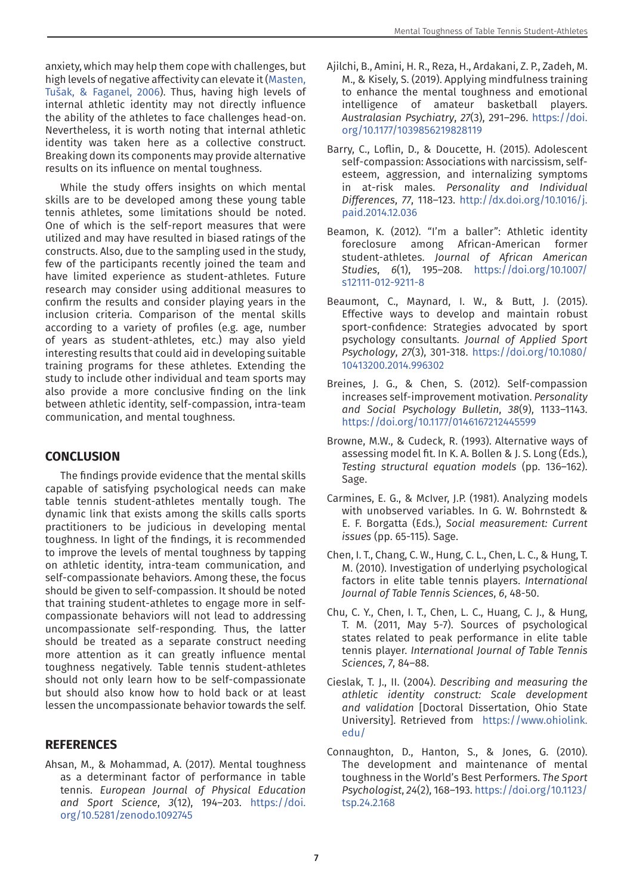anxiety, which may help them cope with challenges, but high levels of negative affectivity can elevate it (Masten, Tušak, & Faganel, 2006). Thus, having high levels of internal athletic identity may not directly influence the ability of the athletes to face challenges head-on. Nevertheless, it is worth noting that internal athletic identity was taken here as a collective construct. Breaking down its components may provide alternative results on its influence on mental toughness.

While the study offers insights on which mental skills are to be developed among these young table tennis athletes, some limitations should be noted. One of which is the self-report measures that were utilized and may have resulted in biased ratings of the constructs. Also, due to the sampling used in the study, few of the participants recently joined the team and have limited experience as student-athletes. Future research may consider using additional measures to confirm the results and consider playing years in the inclusion criteria. Comparison of the mental skills according to a variety of profiles (e.g. age, number of years as student-athletes, etc.) may also yield interesting results that could aid in developing suitable training programs for these athletes. Extending the study to include other individual and team sports may also provide a more conclusive finding on the link between athletic identity, self-compassion, intra-team communication, and mental toughness.

## CONCLUSION

The findings provide evidence that the mental skills capable of satisfying psychological needs can make table tennis student-athletes mentally tough. The dynamic link that exists among the skills calls sports practitioners to be judicious in developing mental toughness. In light of the findings, it is recommended to improve the levels of mental toughness by tapping on athletic identity, intra-team communication, and self-compassionate behaviors. Among these, the focus should be given to self-compassion. It should be noted that training student-athletes to engage more in self-compassionate behaviors will not lead to addressing uncompassionate self-responding. Thus, the latter should be treated as a separate construct needing more attention as it can greatly influence mental toughness negatively. Table tennis student-athletes should not only learn how to be self-compassionate but should also know how to hold back or at least lessen the uncompassionate behavior towards the self.

## REFERENCES

Ahsan, M., & Mohammad, A. (2017). Mental toughness as a determinant factor of performance in table tennis. *European Journal of Physical Education and Sport Science*, *3*(12), 194–203. https://doi.org/10.5281/zenodo.1092745

Ajilchi, B., Amini, H. R., Reza, H., Ardakani, Z. P., Zadeh, M. M., & Kisely, S. (2019). Applying mindfulness training to enhance the mental toughness and emotional intelligence of amateur basketball players. *Australasian Psychiatry*, *27*(3), 291–296. https://doi.org/10.1177/1039856219828119

Barry, C., Loflin, D., & Doucette, H. (2015). Adolescent self-compassion: Associations with narcissism, self-esteem, aggression, and internalizing symptoms in at-risk males. *Personality and Individual Differences*, *77*, 118–123. http://dx.doi.org/10.1016/j.paid.2014.12.036

Beamon, K. (2012). "I'm a baller": Athletic identity foreclosure among African-American former student-athletes. *Journal of African American Studies*, *6*(1), 195–208. https://doi.org/10.1007/s12111-012-9211-8

Beaumont, C., Maynard, I. W., & Butt, J. (2015). Effective ways to develop and maintain robust sport-confidence: Strategies advocated by sport psychology consultants. *Journal of Applied Sport Psychology*, *27*(3), 301-318. https://doi.org/10.1080/10413200.2014.996302

Breines, J. G., & Chen, S. (2012). Self-compassion increases self-improvement motivation. *Personality and Social Psychology Bulletin*, *38*(9), 1133–1143. https://doi.org/10.1177/0146167212445599

Browne, M.W., & Cudeck, R. (1993). Alternative ways of assessing model fit. In K. A. Bollen & J. S. Long (Eds.), *Testing structural equation models* (pp. 136–162). Sage.

Carmines, E. G., & McIver, J.P. (1981). Analyzing models with unobserved variables. In G. W. Bohrnstedt & E. F. Borgatta (Eds.), *Social measurement: Current issues* (pp. 65-115). Sage.

Chen, I. T., Chang, C. W., Hung, C. L., Chen, L. C., & Hung, T. M. (2010). Investigation of underlying psychological factors in elite table tennis players. *International Journal of Table Tennis Sciences*, *6*, 48-50.

Chu, C. Y., Chen, I. T., Chen, L. C., Huang, C. J., & Hung, T. M. (2011, May 5-7). Sources of psychological states related to peak performance in elite table tennis player. *International Journal of Table Tennis Sciences*, *7*, 84–88.

Cieslak, T. J., II. (2004). *Describing and measuring the athletic identity construct: Scale development and validation* [Doctoral Dissertation, Ohio State University]. Retrieved from https://www.ohiolink.edu/

Connaughton, D., Hanton, S., & Jones, G. (2010). The development and maintenance of mental toughness in the World's Best Performers. *The Sport Psychologist*, 24(2), 168–193. https://doi.org/10.1123/tsp.24.2.168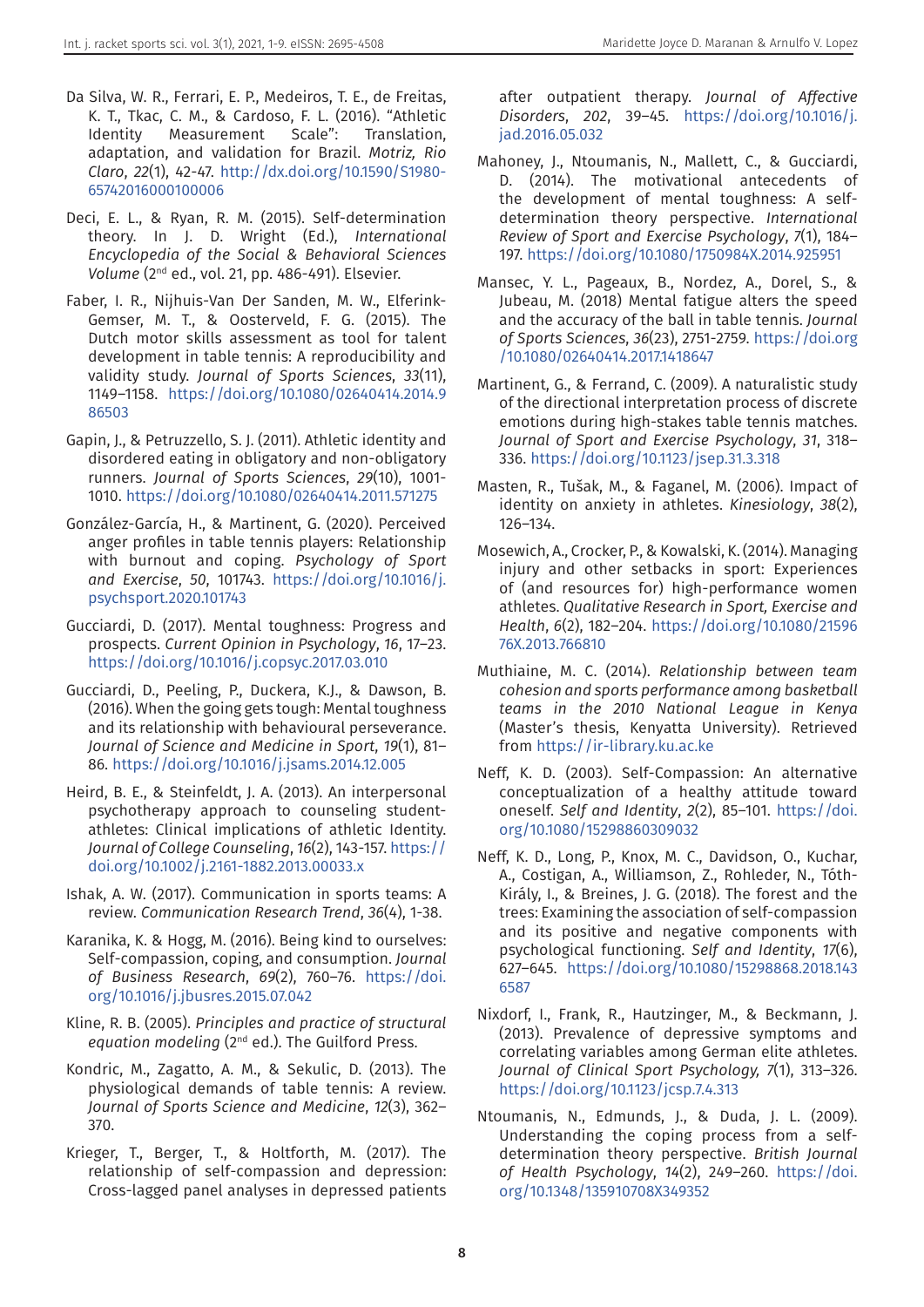Da Silva, W. R., Ferrari, E. P., Medeiros, T. E., de Freitas, K. T., Tkac, C. M., & Cardoso, F. L. (2016). "Athletic Identity Measurement Scale": Translation, adaptation, and validation for Brazil. *Motriz, Rio Claro*, *22*(1), 42-47. http://dx.doi.org/10.1590/S1980-65742016000100006

Deci, E. L., & Ryan, R. M. (2015). Self-determination theory. In J. D. Wright (Ed.), *International Encyclopedia of the Social & Behavioral Sciences Volume* (2nd ed., vol. 21, pp. 486-491). Elsevier.

Faber, I. R., Nijhuis-Van Der Sanden, M. W., Elferink-Gemser, M. T., & Oosterveld, F. G. (2015). The Dutch motor skills assessment as tool for talent development in table tennis: A reproducibility and validity study. *Journal of Sports Sciences*, *33*(11), 1149–1158. https://doi.org/10.1080/02640414.2014.986503

Gapin, J., & Petruzzello, S. J. (2011). Athletic identity and disordered eating in obligatory and non-obligatory runners. *Journal of Sports Sciences*, *29*(10), 1001-1010. https://doi.org/10.1080/02640414.2011.571275

González-García, H., & Martinent, G. (2020). Perceived anger profiles in table tennis players: Relationship with burnout and coping. *Psychology of Sport and Exercise*, *50*, 101743. https://doi.org/10.1016/j.psychsport.2020.101743

Gucciardi, D. (2017). Mental toughness: Progress and prospects. *Current Opinion in Psychology*, *16*, 17–23. https://doi.org/10.1016/j.copsyc.2017.03.010

Gucciardi, D., Peeling, P., Duckera, K.J., & Dawson, B. (2016). When the going gets tough: Mental toughness and its relationship with behavioural perseverance. *Journal of Science and Medicine in Sport*, *19*(1), 81–86. https://doi.org/10.1016/j.jsams.2014.12.005

Heird, B. E., & Steinfeldt, J. A. (2013). An interpersonal psychotherapy approach to counseling student-athletes: Clinical implications of athletic Identity. *Journal of College Counseling*, *16*(2), 143-157. https://doi.org/10.1002/j.2161-1882.2013.00033.x

Ishak, A. W. (2017). Communication in sports teams: A review. *Communication Research Trend*, *36*(4), 1-38.

Karanika, K. & Hogg, M. (2016). Being kind to ourselves: Self-compassion, coping, and consumption. *Journal of Business Research*, *69*(2), 760–76. https://doi.org/10.1016/j.jbusres.2015.07.042

Kline, R. B. (2005). *Principles and practice of structural equation modeling* (2nd ed.). The Guilford Press.

Kondric, M., Zagatto, A. M., & Sekulic, D. (2013). The physiological demands of table tennis: A review. *Journal of Sports Science and Medicine*, *12*(3), 362–370.

Krieger, T., Berger, T., & Holtforth, M. (2017). The relationship of self-compassion and depression: Cross-lagged panel analyses in depressed patients after outpatient therapy. *Journal of Affective Disorders*, *202*, 39–45. https://doi.org/10.1016/j.jad.2016.05.032

Mahoney, J., Ntoumanis, N., Mallett, C., & Gucciardi, D. (2014). The motivational antecedents of the development of mental toughness: A self-determination theory perspective. *International Review of Sport and Exercise Psychology*, *7*(1), 184–197. https://doi.org/10.1080/1750984X.2014.925951

Mansec, Y. L., Pageaux, B., Nordez, A., Dorel, S., & Jubeau, M. (2018) Mental fatigue alters the speed and the accuracy of the ball in table tennis. *Journal of Sports Sciences*, *36*(23), 2751-2759. https://doi.org/10.1080/02640414.2017.1418647

Martinent, G., & Ferrand, C. (2009). A naturalistic study of the directional interpretation process of discrete emotions during high-stakes table tennis matches. *Journal of Sport and Exercise Psychology*, *31*, 318–336. https://doi.org/10.1123/jsep.31.3.318

Masten, R., Tušak, M., & Faganel, M. (2006). Impact of identity on anxiety in athletes. *Kinesiology*, *38*(2), 126–134.

Mosewich, A., Crocker, P., & Kowalski, K. (2014). Managing injury and other setbacks in sport: Experiences of (and resources for) high-performance women athletes. *Qualitative Research in Sport, Exercise and Health*, *6*(2), 182–204. https://doi.org/10.1080/2159676X.2013.766810

Muthiaine, M. C. (2014). *Relationship between team cohesion and sports performance among basketball teams in the 2010 National League in Kenya* (Master's thesis, Kenyatta University). Retrieved from https://ir-library.ku.ac.ke

Neff, K. D. (2003). Self-Compassion: An alternative conceptualization of a healthy attitude toward oneself. *Self and Identity*, *2*(2), 85–101. https://doi.org/10.1080/15298860309032

Neff, K. D., Long, P., Knox, M. C., Davidson, O., Kuchar, A., Costigan, A., Williamson, Z., Rohleder, N., Tóth-Király, I., & Breines, J. G. (2018). The forest and the trees: Examining the association of self-compassion and its positive and negative components with psychological functioning. *Self and Identity*, *17*(6), 627–645. https://doi.org/10.1080/15298868.2018.1436587

Nixdorf, I., Frank, R., Hautzinger, M., & Beckmann, J. (2013). Prevalence of depressive symptoms and correlating variables among German elite athletes. *Journal of Clinical Sport Psychology*, *7*(1), 313–326. https://doi.org/10.1123/jcsp.7.4.313

Ntoumanis, N., Edmunds, J., & Duda, J. L. (2009). Understanding the coping process from a self-determination theory perspective. *British Journal of Health Psychology*, *14*(2), 249–260. https://doi.org/10.1348/135910708X349352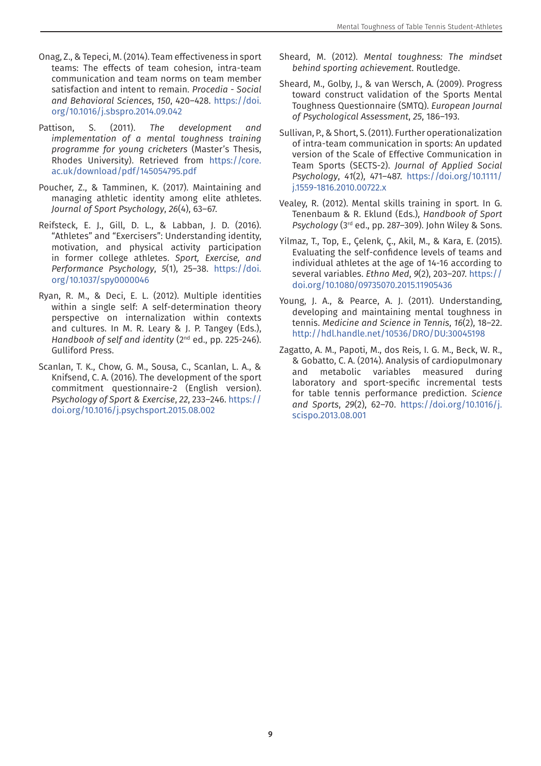Onag, Z., & Tepeci, M. (2014). Team effectiveness in sport teams: The effects of team cohesion, intra-team communication and team norms on team member satisfaction and intent to remain. *Procedia - Social and Behavioral Sciences*, *150*, 420–428. https://doi.org/10.1016/j.sbspro.2014.09.042

Pattison, S. (2011). *The development and implementation of a mental toughness training programme for young cricketers* (Master's Thesis, Rhodes University). Retrieved from https://core.ac.uk/download/pdf/145054795.pdf

Poucher, Z., & Tamminen, K. (2017). Maintaining and managing athletic identity among elite athletes. *Journal of Sport Psychology*, *26*(4), 63–67.

Reifsteck, E. J., Gill, D. L., & Labban, J. D. (2016). "Athletes" and "Exercisers": Understanding identity, motivation, and physical activity participation in former college athletes. *Sport, Exercise, and Performance Psychology*, *5*(1), 25–38. https://doi.org/10.1037/spy0000046

Ryan, R. M., & Deci, E. L. (2012). Multiple identities within a single self: A self-determination theory perspective on internalization within contexts and cultures. In M. R. Leary & J. P. Tangey (Eds.), *Handbook of self and identity* (2nd ed., pp. 225-246). Gulliford Press.

Scanlan, T. K., Chow, G. M., Sousa, C., Scanlan, L. A., & Knifsend, C. A. (2016). The development of the sport commitment questionnaire-2 (English version). *Psychology of Sport & Exercise*, *22*, 233–246. https://doi.org/10.1016/j.psychsport.2015.08.002

Sheard, M. (2012). *Mental toughness: The mindset behind sporting achievement*. Routledge.

Sheard, M., Golby, J., & van Wersch, A. (2009). Progress toward construct validation of the Sports Mental Toughness Questionnaire (SMTQ). *European Journal of Psychological Assessment*, *25*, 186–193.

Sullivan, P., & Short, S. (2011). Further operationalization of intra-team communication in sports: An updated version of the Scale of Effective Communication in Team Sports (SECTS-2). *Journal of Applied Social Psychology*, *41*(2), 471–487. https://doi.org/10.1111/j.1559-1816.2010.00722.x

Vealey, R. (2012). Mental skills training in sport. In G. Tenenbaum & R. Eklund (Eds.), *Handbook of Sport Psychology* (3rd ed., pp. 287–309). John Wiley & Sons.

Yilmaz, T., Top, E., Çelenk, Ç., Akil, M., & Kara, E. (2015). Evaluating the self-confidence levels of teams and individual athletes at the age of 14-16 according to several variables. *Ethno Med*, *9*(2), 203–207. https://doi.org/10.1080/09735070.2015.11905436

Young, J. A., & Pearce, A. J. (2011). Understanding, developing and maintaining mental toughness in tennis. *Medicine and Science in Tennis*, *16*(2), 18–22. http://hdl.handle.net/10536/DRO/DU:30045198

Zagatto, A. M., Papoti, M., dos Reis, I. G. M., Beck, W. R., & Gobatto, C. A. (2014). Analysis of cardiopulmonary and metabolic variables measured during laboratory and sport-specific incremental tests for table tennis performance prediction. *Science and Sports*, *29*(2), 62–70. https://doi.org/10.1016/j.scispo.2013.08.001